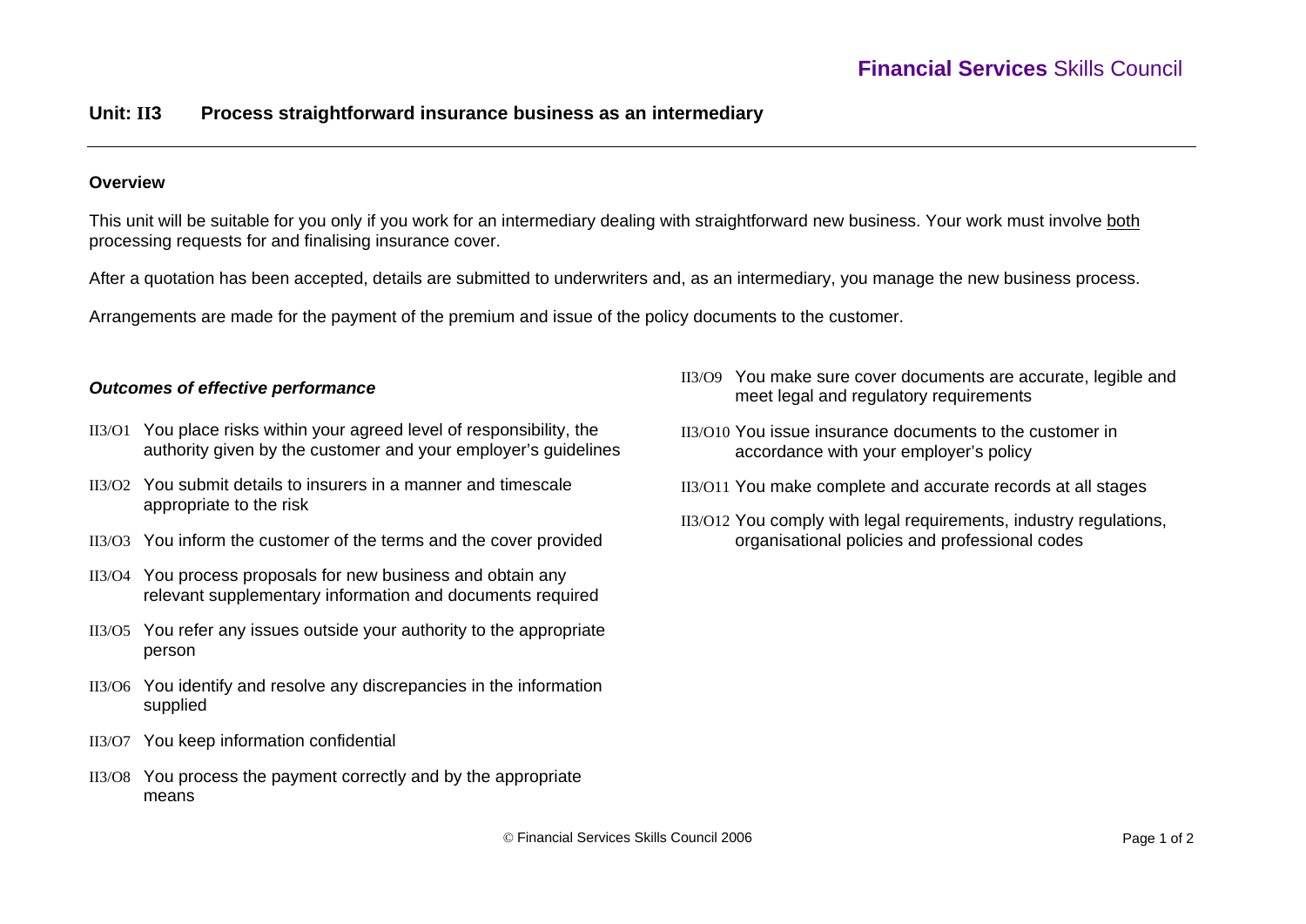## Unit: II3 Process straightforward insurance business as an intermediary

### Overview

This unit will be suitable for you only if you work for an intermediary dealing with straightforward new business. Your work must involve both processing requests for and finalising insurance cover.

After a quotation has been accepted, details are submitted to underwriters and, as an intermediary, you manage the new business process.

Arrangements are made for the payment of the premium and issue of the policy documents to the customer.

### *Outcomes of effective performance*

- II3/O1 You place risks within your agreed level of responsibility, the authority given by the customer and your employer's guidelines
- II3/O2 You submit details to insurers in a manner and timescale appropriate to the risk
- II3/O3 You inform the customer of the terms and the cover provided
- II3/O4 You process proposals for new business and obtain any relevant supplementary information and documents required
- II3/O5 You refer any issues outside your authority to the appropriate person
- II3/O6 You identify and resolve any discrepancies in the information supplied
- II3/O7 You keep information confidential
- II3/O8 You process the payment correctly and by the appropriate means
- II3/O9 You make sure cover documents are accurate, legible and meet legal and regulatory requirements
- II3/O10 You issue insurance documents to the customer in accordance with your employer's policy
- II3/O11 You make complete and accurate records at all stages
- II3/O12 You comply with legal requirements, industry regulations, organisational policies and professional codes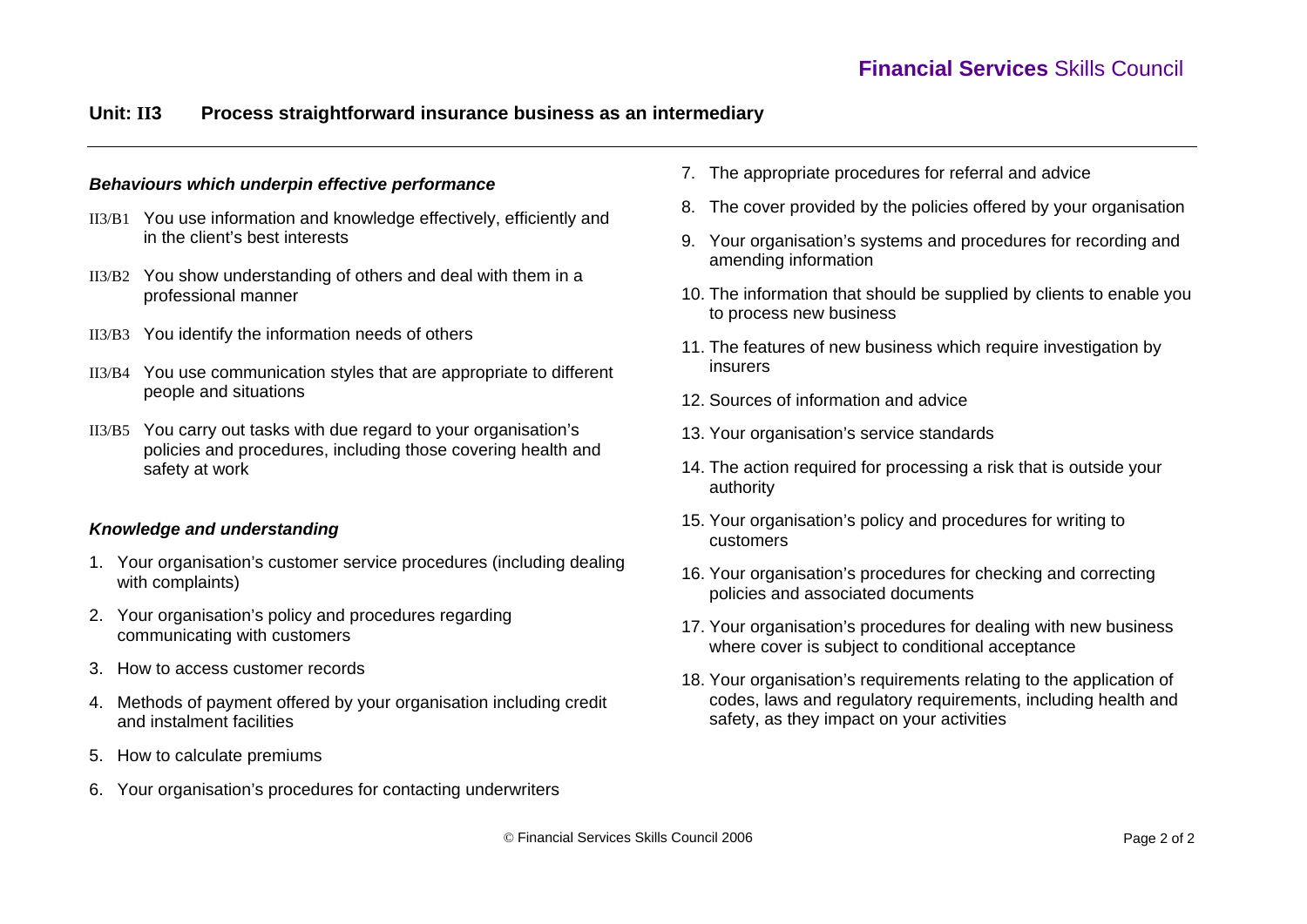## Unit: II3 Process straightforward insurance business as an intermediary

### *Behaviours which underpin effective performance*

- II3/B1 You use information and knowledge effectively, efficiently and in the client's best interests
- II3/B2 You show understanding of others and deal with them in a professional manner
- II3/B3 You identify the information needs of others
- II3/B4 You use communication styles that are appropriate to different people and situations
- II3/B5 You carry out tasks with due regard to your organisation's policies and procedures, including those covering health and safety at work

### *Knowledge and understanding*

1. Your organisation's customer service procedures (including dealing with complaints)
2. Your organisation's policy and procedures regarding communicating with customers
3. How to access customer records
4. Methods of payment offered by your organisation including credit and instalment facilities
5. How to calculate premiums
6. Your organisation's procedures for contacting underwriters
7. The appropriate procedures for referral and advice
8. The cover provided by the policies offered by your organisation
9. Your organisation's systems and procedures for recording and amending information
10. The information that should be supplied by clients to enable you to process new business
11. The features of new business which require investigation by insurers
12. Sources of information and advice
13. Your organisation's service standards
14. The action required for processing a risk that is outside your authority
15. Your organisation's policy and procedures for writing to customers
16. Your organisation's procedures for checking and correcting policies and associated documents
17. Your organisation's procedures for dealing with new business where cover is subject to conditional acceptance
18. Your organisation's requirements relating to the application of codes, laws and regulatory requirements, including health and safety, as they impact on your activities